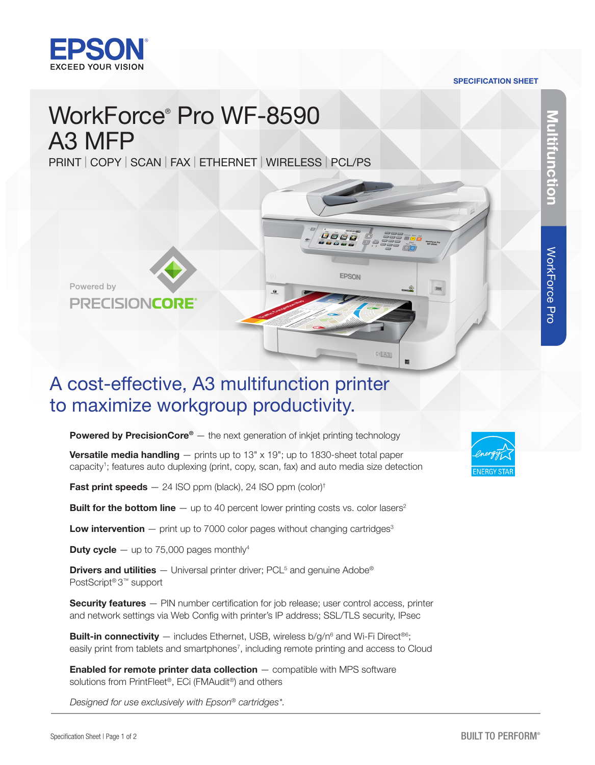EPSON
EXCEED YOUR VISION

SPECIFICATION SHEET

Multifunction

WorkForce Pro

# WorkForce® Pro WF-8590 A3 MFP

PRINT | COPY | SCAN | FAX | ETHERNET | WIRELESS | PCL/PS

Powered by PRECISIONCORE®

## A cost-effective, A3 multifunction printer to maximize workgroup productivity.

**Powered by PrecisionCore®** — the next generation of inkjet printing technology

**Versatile media handling** — prints up to 13" x 19"; up to 1830-sheet total paper capacity[1]; features auto duplexing (print, copy, scan, fax) and auto media size detection

**Fast print speeds** — 24 ISO ppm (black), 24 ISO ppm (color)[†]

**Built for the bottom line** — up to 40 percent lower printing costs vs. color lasers[2]

**Low intervention** — print up to 7000 color pages without changing cartridges[3]

**Duty cycle** — up to 75,000 pages monthly[4]

**Drivers and utilities** — Universal printer driver; PCL[5] and genuine Adobe® PostScript® 3™ support

**Security features** — PIN number certification for job release; user control access, printer and network settings via Web Config with printer's IP address; SSL/TLS security, IPsec

**Built-in connectivity** — includes Ethernet, USB, wireless b/g/n[6] and Wi-Fi Direct®[6]; easily print from tablets and smartphones[7], including remote printing and access to Cloud

**Enabled for remote printer data collection** — compatible with MPS software solutions from PrintFleet®, ECi (FMAudit®) and others

*Designed for use exclusively with Epson® cartridges\*.*

ENERGY STAR

BUILT TO PERFORM®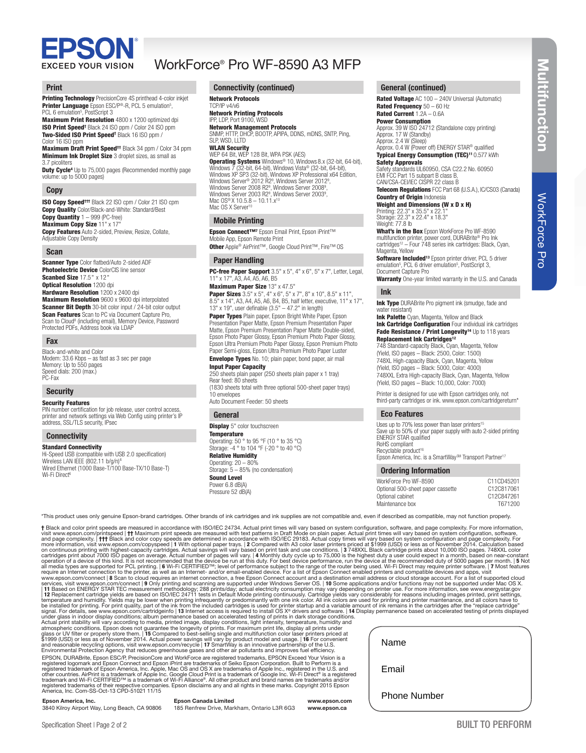# WorkForce® Pro WF-8590 A3 MFP

## Print

**Printing Technology** PrecisionCore 4S printhead 4-color inkjet
**Printer Language** Epson ESC/P®-R, PCL 5 emulation[5], PCL 6 emulation[5], PostScript 3
**Maximum Print Resolution** 4800 x 1200 optimized dpi
**ISO Print Speed**† Black 24 ISO ppm / Color 24 ISO ppm
**Two-Sided ISO Print Speed**† Black 16 ISO ppm / Color 16 ISO ppm
**Maximum Draft Print Speed**†† Black 34 ppm / Color 34 ppm
**Minimum Ink Droplet Size** 3 droplet sizes, as small as 3.7 picoliters
**Duty Cycle**[4] Up to 75,000 pages (Recommended monthly page volume: up to 5000 pages)

## Copy

**ISO Copy Speed**††† Black 22 ISO cpm / Color 21 ISO cpm
**Copy Quality** Color/Black-and-White: Standard/Best
**Copy Quantity** 1 – 999 (PC-free)
**Maximum Copy Size** 11" x 17"
**Copy Features** Auto 2-sided, Preview, Resize, Collate, Adjustable Copy Density

## Scan

**Scanner Type** Color flatbed/Auto 2-sided ADF
**Photoelectric Device** ColorCIS line sensor
**Scanbed Size** 17.5" x 12"
**Optical Resolution** 1200 dpi
**Hardware Resolution** 1200 x 2400 dpi
**Maximum Resolution** 9600 x 9600 dpi interpolated
**Scanner Bit Depth** 30-bit color input / 24-bit color output
**Scan Features** Scan to PC via Document Capture Pro, Scan to Cloud[8] (including email), Memory Device, Password Protected PDFs, Address book via LDAP

## Fax

Black-and-white and Color
Modem: 33.6 Kbps – as fast as 3 sec per page
Memory: Up to 550 pages
Speed dials: 200 (max.)
PC-Fax

## Security

**Security Features**
PIN number certification for job release, user control access, printer and network settings via Web Config using printer's IP address, SSL/TLS security, IPsec

## Connectivity

**Standard Connectivity**
Hi-Speed USB (compatible with USB 2.0 specification)
Wireless LAN IEEE (802.11 b/g/n)[6]
Wired Ethernet (1000 Base-T/100 Base-TX/10 Base-T)
Wi-Fi Direct[6]

## Connectivity (continued)

**Network Protocols**
TCP/IP v4/v6
**Network Printing Protocols**
IPP, LDP, Port 9100, WSD
**Network Management Protocols**
SNMP, HTTP, DHCP, BOOTP, APIPA, DDNS, mDNS, SNTP, Ping, SLP, WSD, LLTD
**WLAN Security**
WEP 64 Bit, WEP 128 Bit, WPA PSK (AES)
**Operating Systems** Windows® 10, Windows 8.x (32-bit, 64-bit), Windows 7 (32-bit, 64-bit), Windows Vista® (32-bit, 64-bit), Windows XP SP3 (32-bit), Windows XP Professional x64 Edition, Windows Server® 2012 R2[9], Windows Server 2012[9], Windows Server 2008 R2[9], Windows Server 2008[9], Windows Server 2003 R2[9], Windows Server 2003[9], Mac OS® X 10.5.8 – 10.11.x[10]
Mac OS X Server[10]

## Mobile Printing

**Epson Connect™**[7] Epson Email Print, Epson iPrint™ Mobile App, Epson Remote Print
**Other** Apple® AirPrint™, Google Cloud Print™, Fire™ OS

## Paper Handling

**PC-free Paper Support** 3.5" x 5", 4" x 6", 5" x 7", Letter, Legal, 11" x 17", A3, A4, A5, A6, B5
**Maximum Paper Size** 13" x 47.5"
**Paper Sizes** 3.5" x 5", 4" x 6", 5" x 7", 8" x 10", 8.5" x 11", 8.5" x 14", A3, A4, A5, A6, B4, B5, half letter, executive, 11" x 17", 13" x 19", user definable (3.5" – 47.2" in length)
**Paper Types** Plain paper, Epson Bright White Paper, Epson Presentation Paper Matte, Epson Premium Presentation Paper Matte, Epson Premium Presentation Paper Matte Double-sided, Epson Photo Paper Glossy, Epson Premium Photo Paper Glossy, Epson Ultra Premium Photo Paper Glossy, Epson Premium Photo Paper Semi-gloss, Epson Ultra Premium Photo Paper Luster
**Envelope Types** No. 10; plain paper, bond paper, air mail
**Input Paper Capacity**
250 sheets plain paper (250 sheets plain paper x 1 tray)
Rear feed: 80 sheets
(1830 sheets total with three optional 500-sheet paper trays)
10 envelopes
Auto Document Feeder: 50 sheets

## General

**Display** 5" color touchscreen
**Temperature**
Operating: 50 ° to 95 °F (10 ° to 35 °C)
Storage: -4 ° to 104 °F (-20 ° to 40 °C)
**Relative Humidity**
Operating: 20 – 80%
Storage: 5 – 85% (no condensation)
**Sound Level**
Power 6.8 dB(A)
Pressure 52 dB(A)

## General (continued)

**Rated Voltage** AC 100 – 240V Universal (Automatic)
**Rated Frequency** 50 – 60 Hz
**Rated Current** 1.2A – 0.6A
**Power Consumption**
Approx. 39 W ISO 24712 (Standalone copy printing)
Approx. 17 W (Standby)
Approx. 2.4 W (Sleep)
Approx. 0.4 W (Power off) ENERGY STAR® qualified
**Typical Energy Consumption (TEC)**[11] 0.577 kWh
**Safety Approvals**
Safety standards UL60950, CSA C22.2 No. 60950
EMI FCC Part 15 subpart B class B, CAN/CSA-CEI/IEC CISPR 22 class B
**Telecom Regulations** FCC Part 68 (U.S.A.), IC/CS03 (Canada)
**Country of Origin** Indonesia
**Weight and Dimensions (W x D x H)**
Printing: 22.3" x 35.5" x 22.1"
Storage: 22.3" x 22.4" x 18.3"
Weight: 77.8 lb
**What's in the Box** Epson WorkForce Pro WF-8590 multifunction printer, power cord, DURABrite® Pro Ink cartridges[12] – Four 748 series ink cartridges: Black, Cyan, Magenta, Yellow
**Software Included**[13] Epson printer driver, PCL 5 driver emulation[5], PCL 6 driver emulation[5], PostScript 3, Document Capture Pro
**Warranty** One-year limited warranty in the U.S. and Canada

## Ink

**Ink Type** DURABrite Pro pigment ink (smudge, fade and water resistant)
**Ink Palette** Cyan, Magenta, Yellow and Black
**Ink Cartridge Configuration** Four individual ink cartridges
**Fade Resistance / Print Longevity**[14] Up to 118 years
**Replacement Ink Cartridges**[12]
748 Standard-capacity Black, Cyan, Magenta, Yellow (Yield, ISO pages – Black: 2500, Color: 1500)
748XL High-capacity Black, Cyan, Magenta, Yellow (Yield, ISO pages – Black: 5000, Color: 4000)
748XXL Extra High-capacity Black, Cyan, Magenta, Yellow (Yield, ISO pages – Black: 10,000, Color: 7000)

Printer is designed for use with Epson cartridges only, not third-party cartridges or ink. www.epson.com/cartridgereturn*

## Eco Features

Uses up to 70% less power than laser printers[15]
Save up to 50% of your paper supply with auto 2-sided printing
ENERGY STAR qualified
RoHS compliant
Recyclable product[16]
Epson America, Inc. is a SmartWay℠ Transport Partner[17]

## Ordering Information

| | |
|---|---|
| WorkForce Pro WF-8590 | C11CD45201 |
| Optional 500-sheet paper cassette | C12C817061 |
| Optional cabinet | C12C847261 |
| Maintenance box | T671200 |

*This product uses only genuine Epson-brand cartridges. Other brands of ink cartridges and ink supplies are not compatible and, even if described as compatible, may not function properly.

† Black and color print speeds are measured in accordance with ISO/IEC 24734. Actual print times will vary based on system configuration, software, and page complexity. For more information, visit www.epson.com/printspeed | †† Maximum print speeds are measured with text patterns in Draft Mode on plain paper. Actual print times will vary based on system configuration, software, and page complexity. | ††† Black and color copy speeds are determined in accordance with ISO/IEC 29183. Actual copy times will vary based on system configuration and page complexity. For more information, visit www.epson.com/copyspeed | **1** With optional paper trays. | **2** Compared with A3 color laser printers priced at $1999 (USD) or less as of November 2014. Calculation based on continuous printing with highest-capacity cartridges. Actual savings will vary based on print task and use conditions. | **3** 748XXL Black cartridge prints about 10,000 ISO pages. 748XXL color cartridges print about 7000 ISO pages on average. Actual number of pages will vary. | **4** Monthly duty cycle up to 75,000 is the highest duty a user could expect in a month, based on near-constant operation of a device of this kind. It is not recommended that the device be run at this duty. For best device performance, run the device at the recommended duty of 5000 pages per month. | **5** Not all media types are supported for PCL printing. | **6** Wi-Fi CERTIFIED™; level of performance subject to the range of the router being used. Wi-Fi Direct may require printer software. | **7** Most features require an Internet connection to the printer, as well as an Internet- and/or email-enabled device. For a list of Epson Connect enabled printers and compatible devices and apps, visit www.epson.com/connect | **8** Scan to cloud requires an Internet connection, a free Epson Connect account and a destination email address or cloud storage account. For a list of supported cloud services, visit www.epson.com/connect | **9** Only printing and scanning are supported under Windows Server OS. | **10** Some applications and/or functions may not be supported under Mac OS X. | **11** Based on ENERGY STAR TEC measurement methodology; 288 prints/day; actual electricity consumption may vary depending on printer use. For more information, see www.energystar.gov | **12** Replacement cartridge yields are based on ISO/IEC 24711 tests in Default Mode printing continuously. Cartridge yields vary considerably for reasons including images printed, print settings, temperature and humidity. Yields may be lower when printing infrequently or predominantly with one ink color. All ink colors are used for printing and printer maintenance, and all colors have to be installed for printing. For print quality, part of the ink from the included cartridges is used for printer startup and a variable amount of ink remains in the cartridges after the "replace cartridge" signal. For details, see www.epson.com/cartridgeinfo | **13** Internet access is required to install OS X® drivers and software. | **14** Display permanence based on accelerated testing of prints displayed under glass in indoor display conditions; album permanence based on accelerated testing of prints in dark storage conditions. Actual print stability will vary according to media, printed image, display conditions, light intensity, temperature, humidity and atmospheric conditions. Epson does not guarantee the longevity of prints. For maximum print life, display all prints under glass or UV filter or properly store them. | **15** Compared to best-selling single and multifunction color laser printers priced at $1999 (USD) or less as of November 2014. Actual power savings will vary by product model and usage. | **16** For convenient and reasonable recycling options, visit www.epson.com/recycle | **17** SmartWay is an innovative partnership of the U.S. Environmental Protection Agency that reduces greenhouse gases and other air pollutants and improves fuel efficiency.

EPSON, DURABrite, Epson ESC/P, PrecisionCore and WorkForce are registered trademarks, EPSON Exceed Your Vision is a registered logomark and Epson Connect and Epson iPrint are trademarks of Seiko Epson Corporation. Built to Perform is a registered trademark of Epson America, Inc. Apple, Mac OS and OS X are trademarks of Apple Inc., registered in the U.S. and other countries. AirPrint is a trademark of Apple Inc. Google Cloud Print is a trademark of Google Inc. Wi-Fi Direct® is a registered trademark and Wi-Fi CERTIFIED™ is a trademark of Wi-Fi Alliance®. All other product and brand names are trademarks and/or registered trademarks of their respective companies. Epson disclaims any and all rights in these marks. Copyright 2015 Epson America, Inc. Com-SS-Oct-13 CPD-51021 11/15

Name

Email

Phone Number

**Epson America, Inc.**
3840 Kilroy Airport Way, Long Beach, CA 90806

**Epson Canada Limited**
185 Renfrew Drive, Markham, Ontario L3R 6G3

**www.epson.com**
**www.epson.ca**

BUILT TO PERFORM